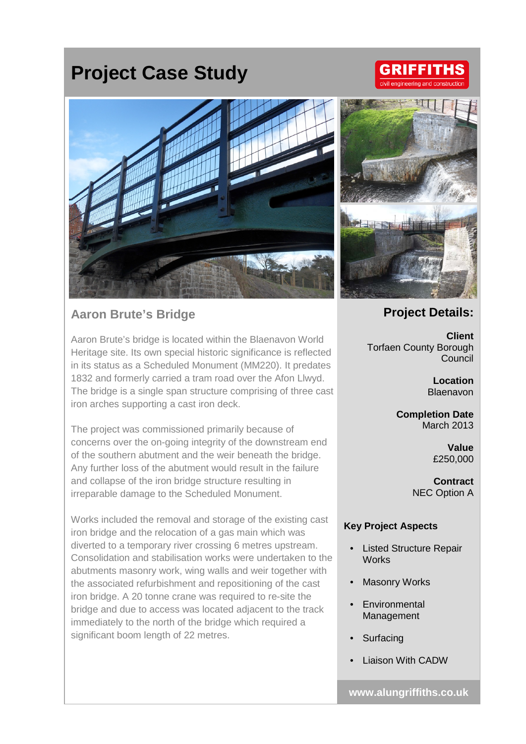# Project Case Study

GRIFFITHS
civil engineering and construction

## Aaron Brute's Bridge

Aaron Brute's bridge is located within the Blaenavon World Heritage site. Its own special historic significance is reflected in its status as a Scheduled Monument (MM220). It predates 1832 and formerly carried a tram road over the Afon Llwyd. The bridge is a single span structure comprising of three cast iron arches supporting a cast iron deck.

The project was commissioned primarily because of concerns over the on-going integrity of the downstream end of the southern abutment and the weir beneath the bridge. Any further loss of the abutment would result in the failure and collapse of the iron bridge structure resulting in irreparable damage to the Scheduled Monument.

Works included the removal and storage of the existing cast iron bridge and the relocation of a gas main which was diverted to a temporary river crossing 6 metres upstream. Consolidation and stabilisation works were undertaken to the abutments masonry work, wing walls and weir together with the associated refurbishment and repositioning of the cast iron bridge. A 20 tonne crane was required to re-site the bridge and due to access was located adjacent to the track immediately to the north of the bridge which required a significant boom length of 22 metres.

## Project Details:

**Client**
Torfaen County Borough Council

**Location**
Blaenavon

**Completion Date**
March 2013

**Value**
£250,000

**Contract**
NEC Option A

### Key Project Aspects

- Listed Structure Repair Works
- Masonry Works
- Environmental Management
- Surfacing
- Liaison With CADW

**www.alungriffiths.co.uk**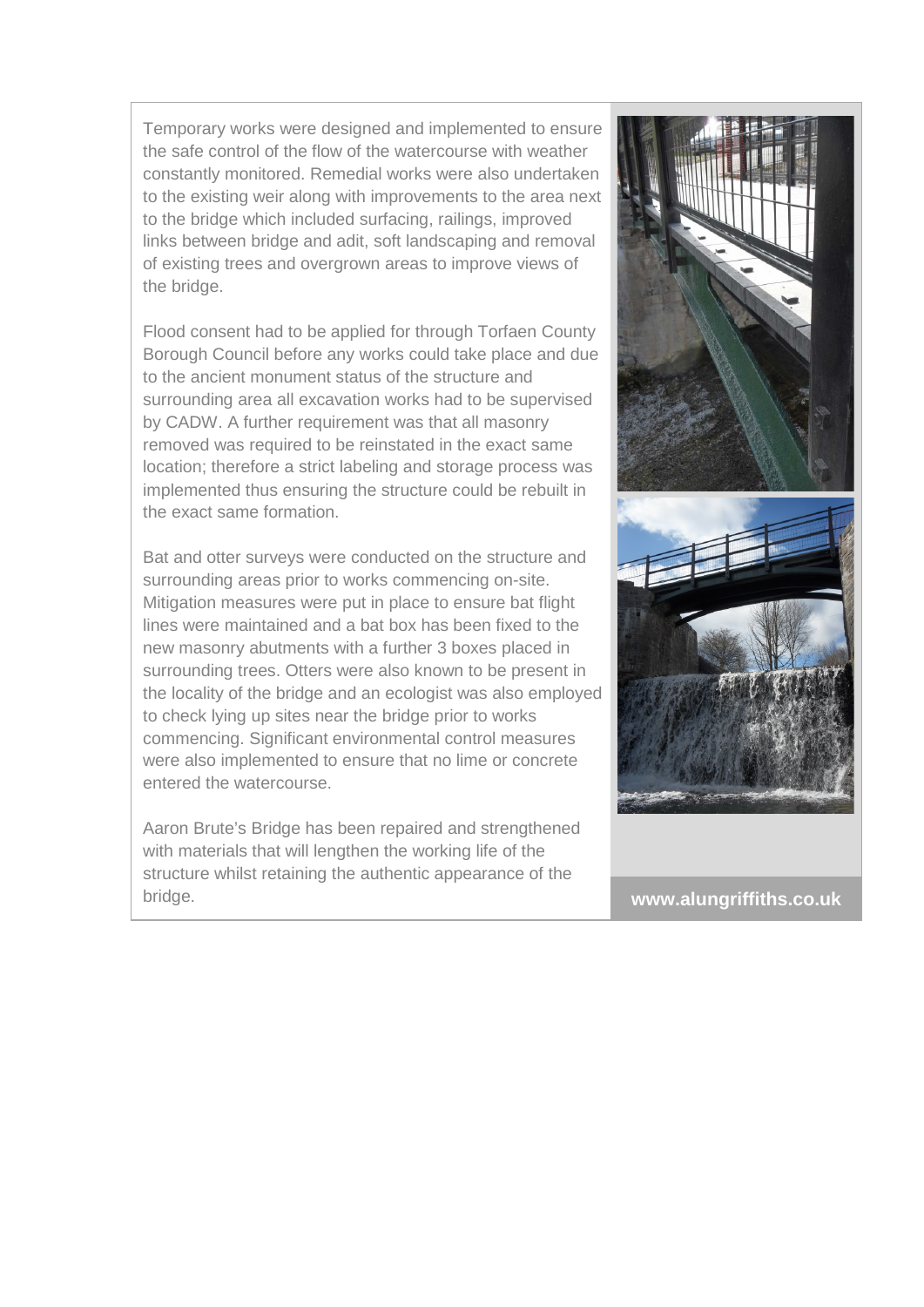Temporary works were designed and implemented to ensure the safe control of the flow of the watercourse with weather constantly monitored. Remedial works were also undertaken to the existing weir along with improvements to the area next to the bridge which included surfacing, railings, improved links between bridge and adit, soft landscaping and removal of existing trees and overgrown areas to improve views of the bridge.

Flood consent had to be applied for through Torfaen County Borough Council before any works could take place and due to the ancient monument status of the structure and surrounding area all excavation works had to be supervised by CADW. A further requirement was that all masonry removed was required to be reinstated in the exact same location; therefore a strict labeling and storage process was implemented thus ensuring the structure could be rebuilt in the exact same formation.

Bat and otter surveys were conducted on the structure and surrounding areas prior to works commencing on-site. Mitigation measures were put in place to ensure bat flight lines were maintained and a bat box has been fixed to the new masonry abutments with a further 3 boxes placed in surrounding trees. Otters were also known to be present in the locality of the bridge and an ecologist was also employed to check lying up sites near the bridge prior to works commencing. Significant environmental control measures were also implemented to ensure that no lime or concrete entered the watercourse.

Aaron Brute's Bridge has been repaired and strengthened with materials that will lengthen the working life of the structure whilst retaining the authentic appearance of the bridge.

**www.alungriffiths.co.uk**